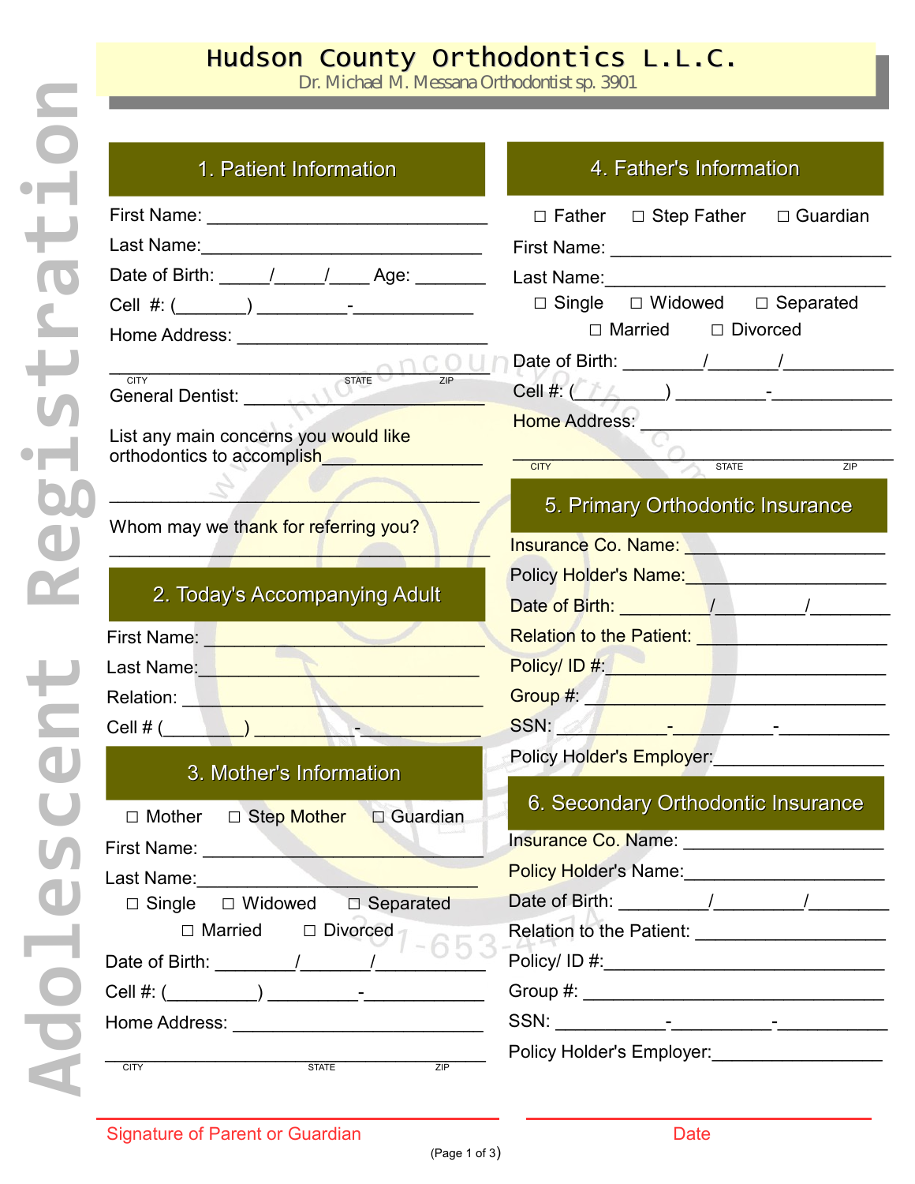# Hudson County Orthodontics L.L.C.

Dr. Michael M. Messana Orthodontist sp. 3901

Adolescent Registration

## 1. Patient Information

First Name: ______________________________

Last Name: ______________________________

Date of Birth: _____/_____/____ Age: _______

Cell #: (_______) _________-____________

Home Address: _________________________

_______________________________________
CITY STATE ZIP

General Dentist: _________________________

List any main concerns you would like orthodontics to accomplish_______________

_______________________________________

Whom may we thank for referring you?

_______________________________________

## 2. Today's Accompanying Adult

First Name: ____________________________

Last Name: ____________________________

Relation: ______________________________

Cell # (_________) _____________-__________

## 3. Mother's Information

☐ Mother ☐ Step Mother ☐ Guardian

First Name: ____________________________

Last Name: ____________________________

☐ Single ☐ Widowed ☐ Separated

☐ Married ☐ Divorced

Date of Birth: ________/_______/___________

Cell #: (_________) _________-____________

Home Address: _________________________

_______________________________________
CITY STATE ZIP

## 4. Father's Information

☐ Father ☐ Step Father ☐ Guardian

First Name: ____________________________

Last Name: ____________________________

☐ Single ☐ Widowed ☐ Separated

☐ Married ☐ Divorced

Date of Birth: ________/_______/___________

Cell #: (_________) _________-____________

Home Address: _________________________

_______________________________________
CITY STATE ZIP

## 5. Primary Orthodontic Insurance

Insurance Co. Name: ____________________

Policy Holder's Name:____________________

Date of Birth: _________/_________/________

Relation to the Patient: __________________

Policy/ ID #:___________________________

Group #: ______________________________

SSN: ___________-__________-___________

Policy Holder's Employer:_________________

## 6. Secondary Orthodontic Insurance

Insurance Co. Name: ____________________

Policy Holder's Name:____________________

Date of Birth: _________/_________/________

Relation to the Patient: __________________

Policy/ ID #:___________________________

Group #: ______________________________

SSN: ___________-__________-___________

Policy Holder's Employer:_________________

_______________________________________ _______________________________________

Signature of Parent or Guardian Date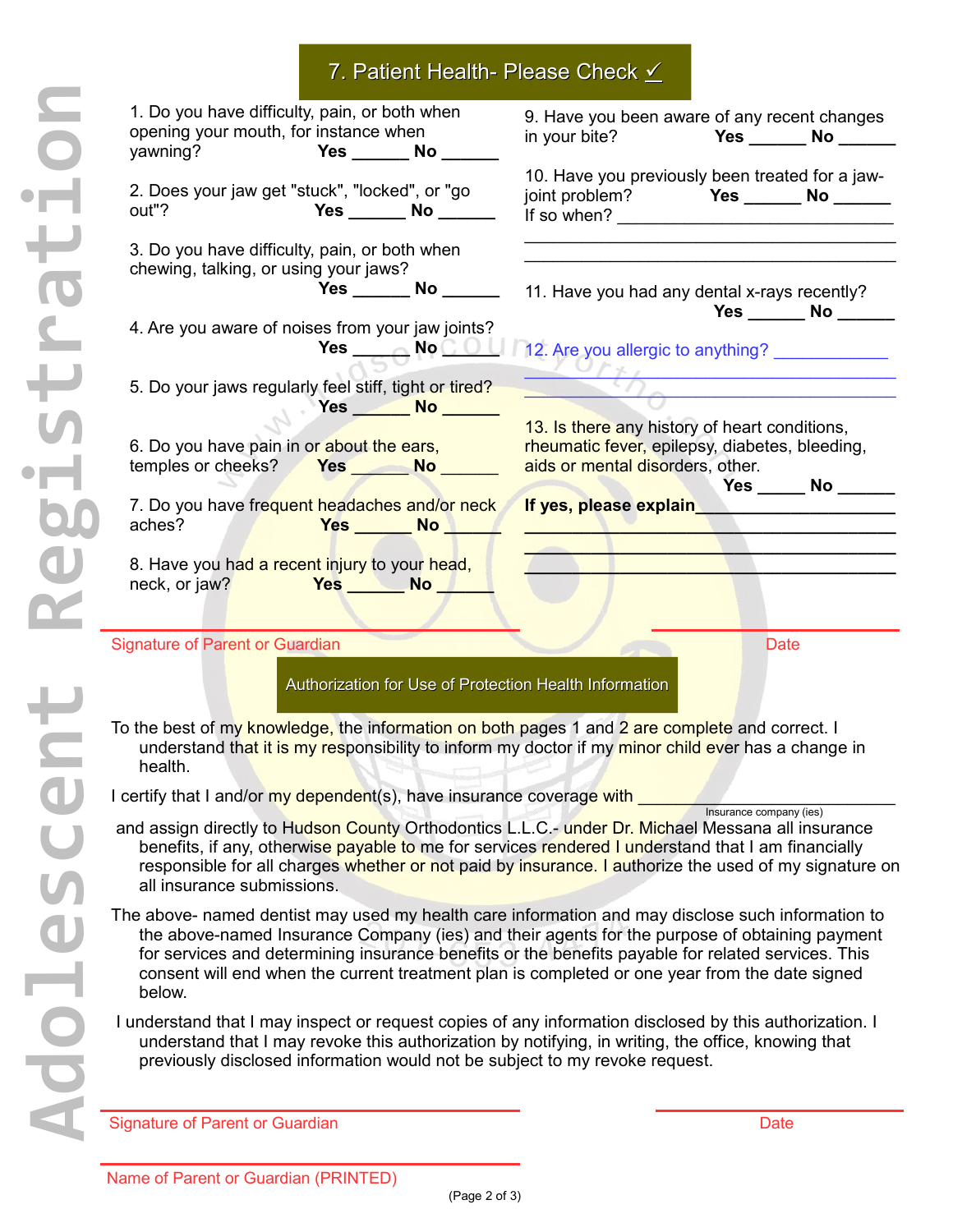## 7. Patient Health- Please Check ✓

1. Do you have difficulty, pain, or both when opening your mouth, for instance when yawning? **Yes** ______ **No** ______

2. Does your jaw get "stuck", "locked", or "go out"? **Yes** ______ **No** ______

3. Do you have difficulty, pain, or both when chewing, talking, or using your jaws? **Yes** ______ **No** ______

4. Are you aware of noises from your jaw joints? **Yes** ______ **No** ______

5. Do your jaws regularly feel stiff, tight or tired? **Yes** ______ **No** ______

6. Do you have pain in or about the ears, temples or cheeks? **Yes** ______ **No** ______

7. Do you have frequent headaches and/or neck aches? **Yes** ______ **No** ______

8. Have you had a recent injury to your head, neck, or jaw? **Yes** ______ **No** ______

9. Have you been aware of any recent changes in your bite? **Yes** ______ **No** ______

10. Have you previously been treated for a jaw-joint problem? **Yes** ______ **No** ______
If so when? ______________________________
______________________________________
______________________________________

11. Have you had any dental x-rays recently? **Yes** ______ **No** ______

12. Are you allergic to anything? ____________
______________________________________
______________________________________

13. Is there any history of heart conditions, rheumatic fever, epilepsy, diabetes, bleeding, aids or mental disorders, other. **Yes** _____ **No** ______

**If yes, please explain**____________________
______________________________________
______________________________________
______________________________________

Signature of Parent or Guardian ____________________ Date ____________

## Authorization for Use of Protection Health Information

To the best of my knowledge, the information on both pages 1 and 2 are complete and correct. I understand that it is my responsibility to inform my doctor if my minor child ever has a change in health.

I certify that I and/or my dependent(s), have insurance coverage with ______________________
Insurance company (ies)

and assign directly to Hudson County Orthodontics L.L.C.- under Dr. Michael Messana all insurance benefits, if any, otherwise payable to me for services rendered I understand that I am financially responsible for all charges whether or not paid by insurance. I authorize the used of my signature on all insurance submissions.

The above- named dentist may used my health care information and may disclose such information to the above-named Insurance Company (ies) and their agents for the purpose of obtaining payment for services and determining insurance benefits or the benefits payable for related services. This consent will end when the current treatment plan is completed or one year from the date signed below.

I understand that I may inspect or request copies of any information disclosed by this authorization. I understand that I may revoke this authorization by notifying, in writing, the office, knowing that previously disclosed information would not be subject to my revoke request.

Signature of Parent or Guardian ____________________ Date ____________

Name of Parent or Guardian (PRINTED) ____________________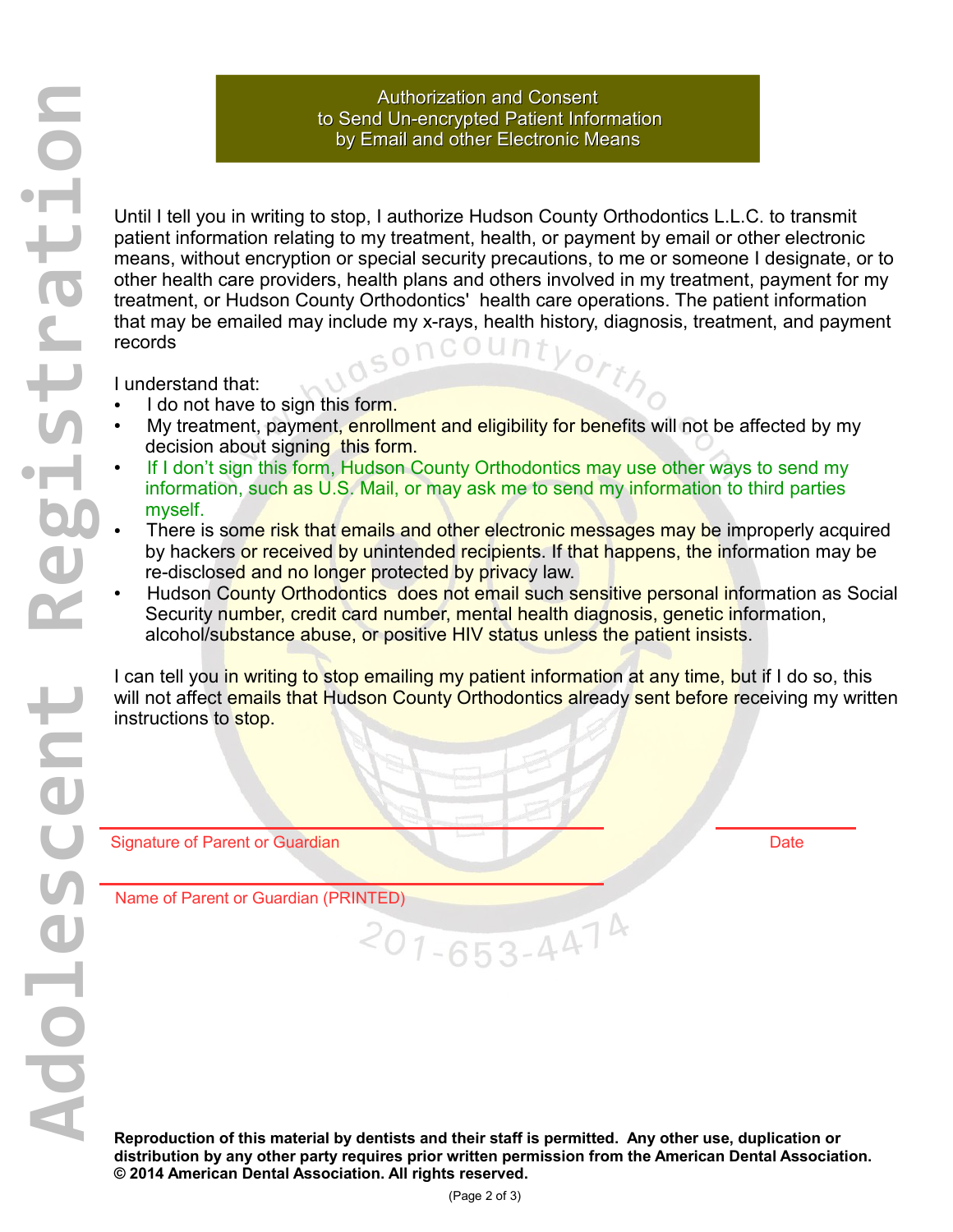# Authorization and Consent to Send Un-encrypted Patient Information by Email and other Electronic Means

Until I tell you in writing to stop, I authorize Hudson County Orthodontics L.L.C. to transmit patient information relating to my treatment, health, or payment by email or other electronic means, without encryption or special security precautions, to me or someone I designate, or to other health care providers, health plans and others involved in my treatment, payment for my treatment, or Hudson County Orthodontics' health care operations. The patient information that may be emailed may include my x-rays, health history, diagnosis, treatment, and payment records

I understand that:

- I do not have to sign this form.
- My treatment, payment, enrollment and eligibility for benefits will not be affected by my decision about signing this form.
- If I don't sign this form, Hudson County Orthodontics may use other ways to send my information, such as U.S. Mail, or may ask me to send my information to third parties myself.
- There is some risk that emails and other electronic messages may be improperly acquired by hackers or received by unintended recipients. If that happens, the information may be re-disclosed and no longer protected by privacy law.
- Hudson County Orthodontics does not email such sensitive personal information as Social Security number, credit card number, mental health diagnosis, genetic information, alcohol/substance abuse, or positive HIV status unless the patient insists.

I can tell you in writing to stop emailing my patient information at any time, but if I do so, this will not affect emails that Hudson County Orthodontics already sent before receiving my written instructions to stop.

Signature of Parent or Guardian ______________________ Date ____________

Name of Parent or Guardian (PRINTED) ______________________

**Reproduction of this material by dentists and their staff is permitted. Any other use, duplication or distribution by any other party requires prior written permission from the American Dental Association. © 2014 American Dental Association. All rights reserved.**